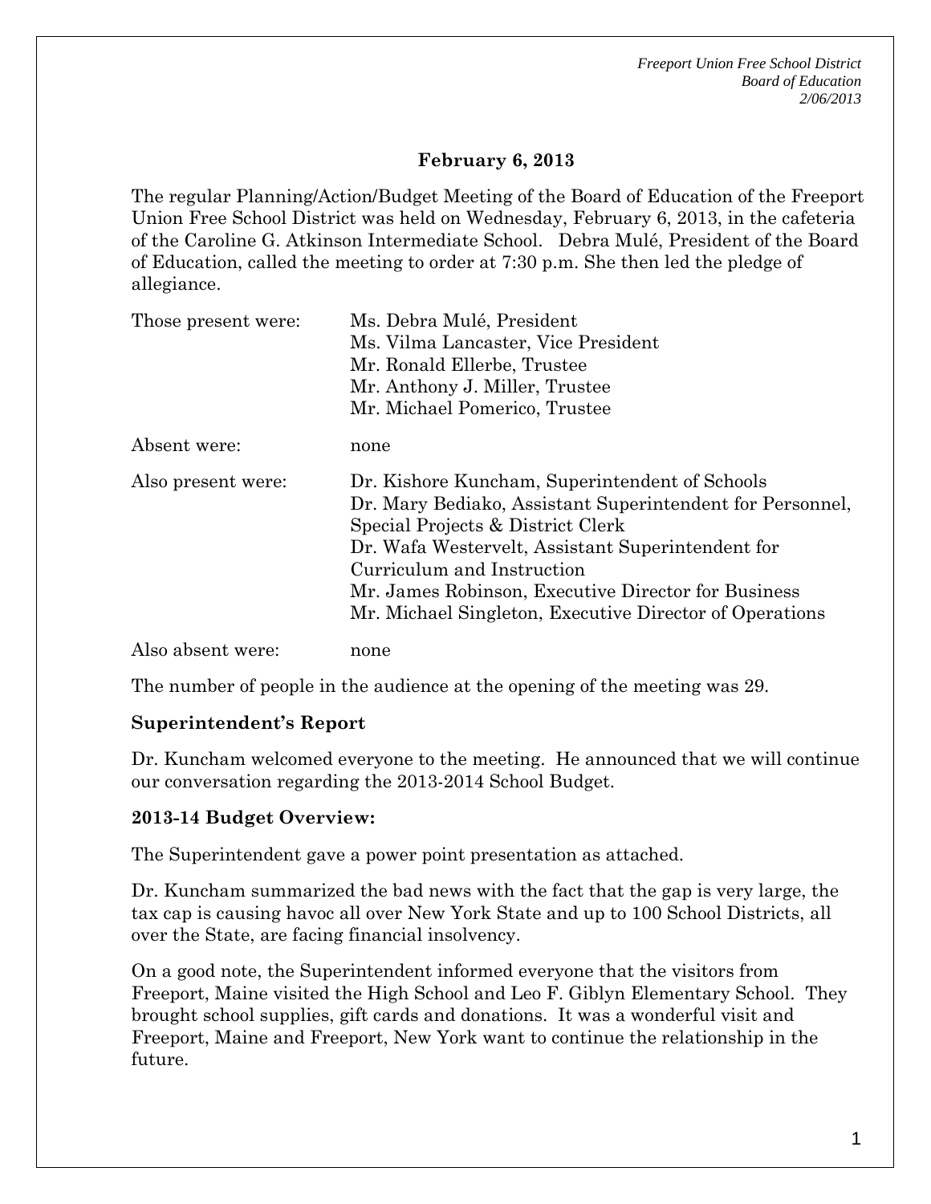## February 6, 2013

The regular Planning/Action/Budget Meeting of the Board of Education of the Freeport Union Free School District was held on Wednesday, February 6, 2013, in the cafeteria of the Caroline G. Atkinson Intermediate School. Debra Mulé, President of the Board of Education, called the meeting to order at 7:30 p.m. She then led the pledge of allegiance.

| | |
|---|---|
| Those present were: | Ms. Debra Mulé, President<br>Ms. Vilma Lancaster, Vice President<br>Mr. Ronald Ellerbe, Trustee<br>Mr. Anthony J. Miller, Trustee<br>Mr. Michael Pomerico, Trustee |
| Absent were: | none |
| Also present were: | Dr. Kishore Kuncham, Superintendent of Schools<br>Dr. Mary Bediako, Assistant Superintendent for Personnel, Special Projects & District Clerk<br>Dr. Wafa Westervelt, Assistant Superintendent for Curriculum and Instruction<br>Mr. James Robinson, Executive Director for Business<br>Mr. Michael Singleton, Executive Director of Operations |
| Also absent were: | none |

The number of people in the audience at the opening of the meeting was 29.

**Superintendent's Report**

Dr. Kuncham welcomed everyone to the meeting. He announced that we will continue our conversation regarding the 2013-2014 School Budget.

**2013-14 Budget Overview:**

The Superintendent gave a power point presentation as attached.

Dr. Kuncham summarized the bad news with the fact that the gap is very large, the tax cap is causing havoc all over New York State and up to 100 School Districts, all over the State, are facing financial insolvency.

On a good note, the Superintendent informed everyone that the visitors from Freeport, Maine visited the High School and Leo F. Giblyn Elementary School. They brought school supplies, gift cards and donations. It was a wonderful visit and Freeport, Maine and Freeport, New York want to continue the relationship in the future.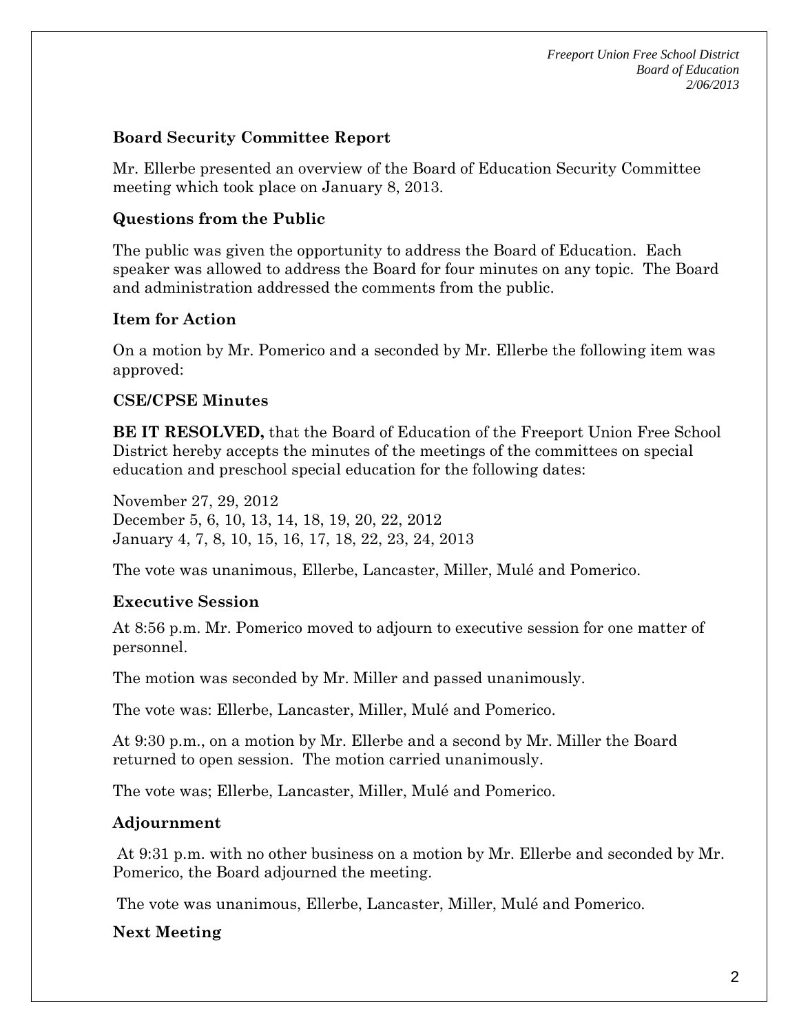**Board Security Committee Report**

Mr. Ellerbe presented an overview of the Board of Education Security Committee meeting which took place on January 8, 2013.

**Questions from the Public**

The public was given the opportunity to address the Board of Education. Each speaker was allowed to address the Board for four minutes on any topic. The Board and administration addressed the comments from the public.

**Item for Action**

On a motion by Mr. Pomerico and a seconded by Mr. Ellerbe the following item was approved:

**CSE/CPSE Minutes**

**BE IT RESOLVED,** that the Board of Education of the Freeport Union Free School District hereby accepts the minutes of the meetings of the committees on special education and preschool special education for the following dates:

November 27, 29, 2012
December 5, 6, 10, 13, 14, 18, 19, 20, 22, 2012
January 4, 7, 8, 10, 15, 16, 17, 18, 22, 23, 24, 2013

The vote was unanimous, Ellerbe, Lancaster, Miller, Mulé and Pomerico.

**Executive Session**

At 8:56 p.m. Mr. Pomerico moved to adjourn to executive session for one matter of personnel.

The motion was seconded by Mr. Miller and passed unanimously.

The vote was: Ellerbe, Lancaster, Miller, Mulé and Pomerico.

At 9:30 p.m., on a motion by Mr. Ellerbe and a second by Mr. Miller the Board returned to open session. The motion carried unanimously.

The vote was; Ellerbe, Lancaster, Miller, Mulé and Pomerico.

**Adjournment**

At 9:31 p.m. with no other business on a motion by Mr. Ellerbe and seconded by Mr. Pomerico, the Board adjourned the meeting.

The vote was unanimous, Ellerbe, Lancaster, Miller, Mulé and Pomerico.

**Next Meeting**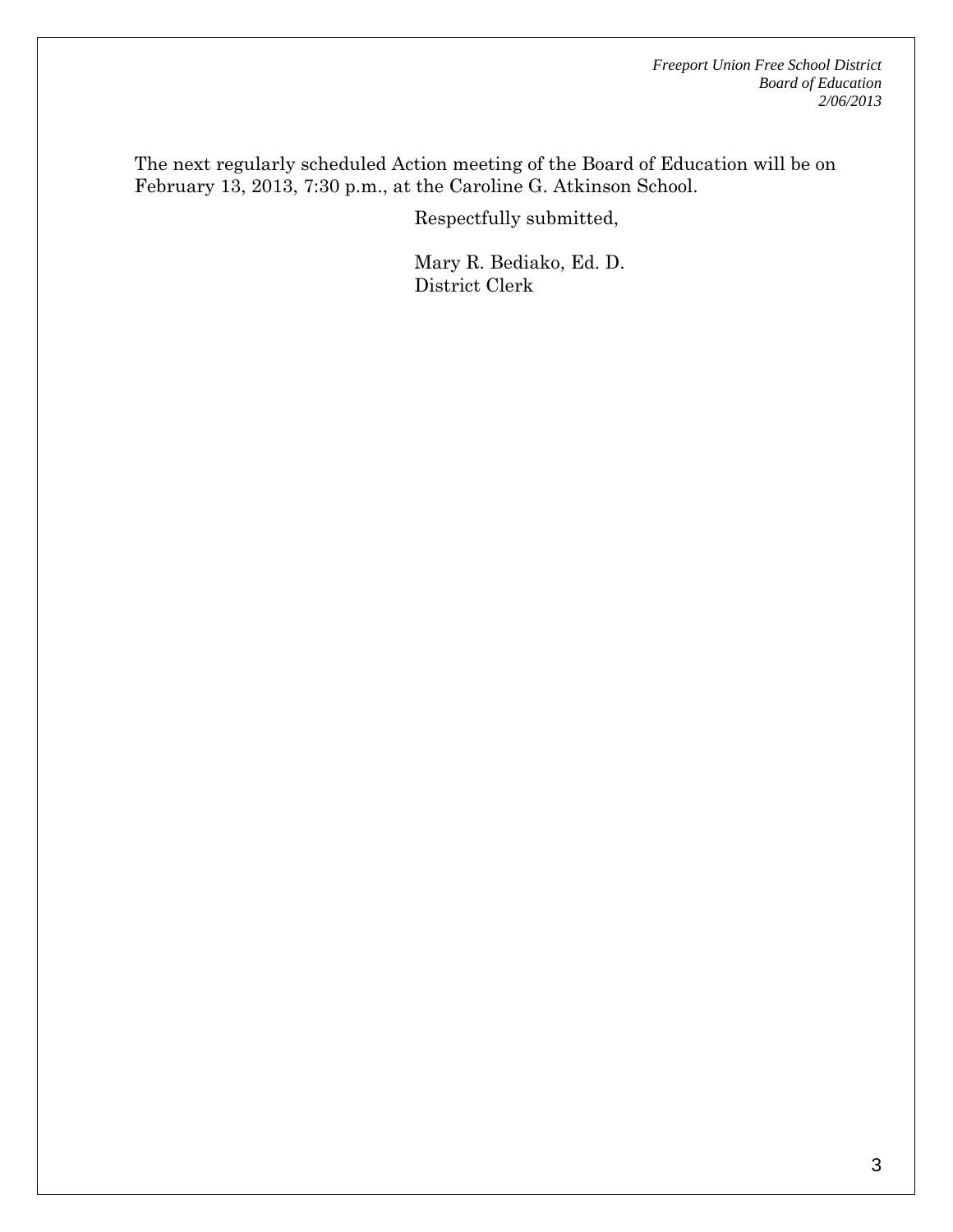The next regularly scheduled Action meeting of the Board of Education will be on February 13, 2013, 7:30 p.m., at the Caroline G. Atkinson School.

Respectfully submitted,

Mary R. Bediako, Ed. D.
District Clerk